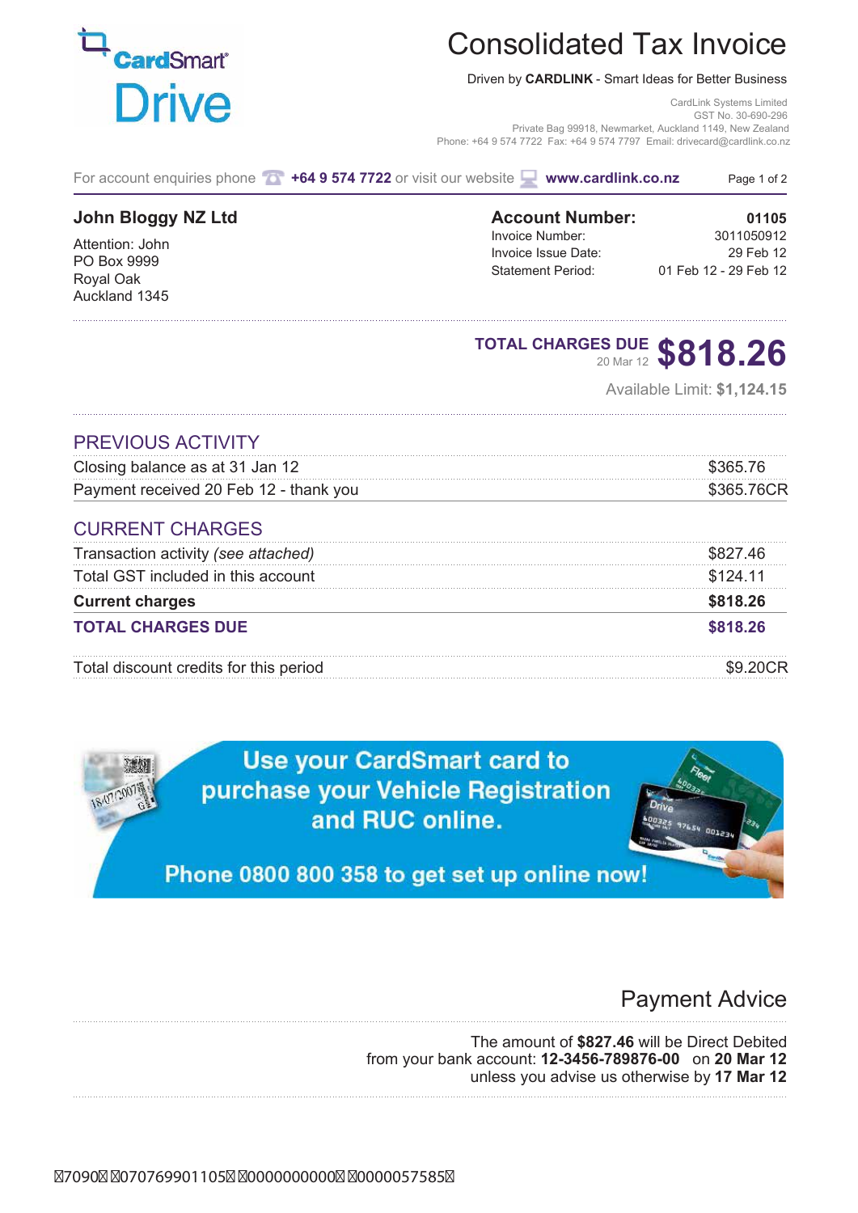CardSmart Drive

# Consolidated Tax Invoice

Driven by **CARDLINK** - Smart Ideas for Better Business

CardLink Systems Limited
GST No. 30-690-296
Private Bag 99918, Newmarket, Auckland 1149, New Zealand
Phone: +64 9 574 7722 Fax: +64 9 574 7797 Email: drivecard@cardlink.co.nz

For account enquiries phone **+64 9 574 7722** or visit our website **www.cardlink.co.nz**

**John Bloggy NZ Ltd**

Attention: John
PO Box 9999
Royal Oak
Auckland 1345

| **Account Number:** | **01105** |
|---|---|
| Invoice Number: | 3011050912 |
| Invoice Issue Date: | 29 Feb 12 |
| Statement Period: | 01 Feb 12 - 29 Feb 12 |

**TOTAL CHARGES DUE** 20 Mar 12 **$818.26**

Available Limit: **$1,124.15**

## PREVIOUS ACTIVITY

| | |
|---|---|
| Closing balance as at 31 Jan 12 | $365.76 |
| Payment received 20 Feb 12 - thank you | $365.76CR |

## CURRENT CHARGES

| | |
|---|---|
| Transaction activity *(see attached)* | $827.46 |
| Total GST included in this account | $124.11 |
| **Current charges** | **$818.26** |
| **TOTAL CHARGES DUE** | **$818.26** |
| Total discount credits for this period | $9.20CR |

**Use your CardSmart card to purchase your Vehicle Registration and RUC online.**

**Phone 0800 800 358 to get set up online now!**

## Payment Advice

The amount of **$827.46** will be Direct Debited from your bank account: **12-3456-789876-00** on **20 Mar 12** unless you advise us otherwise by **17 Mar 12**

7090 070769901105 0000000000 0000057585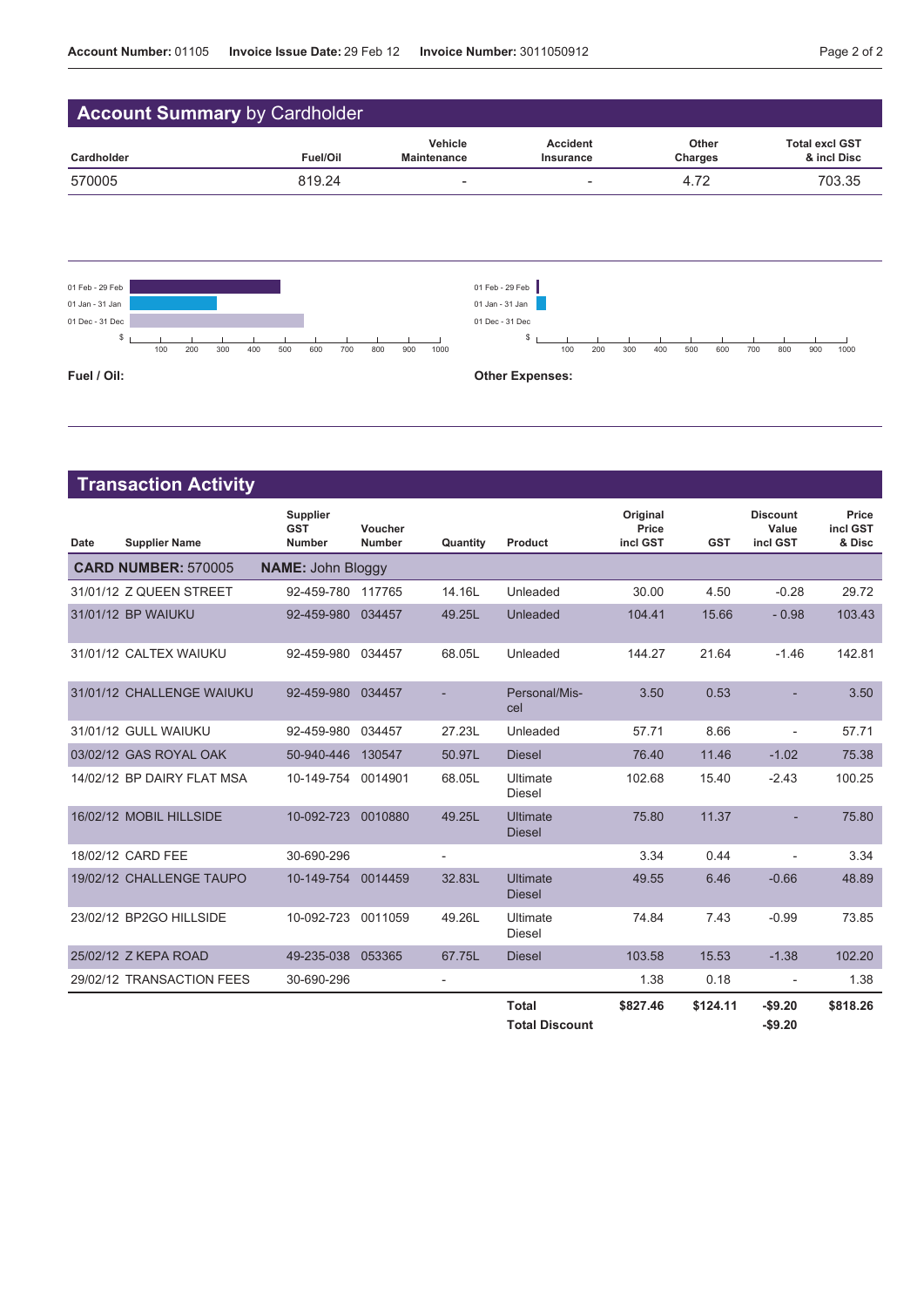## Account Summary by Cardholder

| Cardholder | Fuel/Oil | Vehicle Maintenance | Accident Insurance | Other Charges | Total excl GST & incl Disc |
|---|---|---|---|---|---|
| 570005 | 819.24 | - | - | 4.72 | 703.35 |

01 Feb - 29 Feb
01 Jan - 31 Jan
01 Dec - 31 Dec
$ 100 200 300 400 500 600 700 800 900 1000

**Fuel / Oil:**

01 Feb - 29 Feb
01 Jan - 31 Jan
01 Dec - 31 Dec
$ 100 200 300 400 500 600 700 800 900 1000

**Other Expenses:**

## Transaction Activity

| Date | Supplier Name | Supplier GST Number | Voucher Number | Quantity | Product | Original Price incl GST | GST | Discount Value incl GST | Price incl GST & Disc |
|---|---|---|---|---|---|---|---|---|---|
| **CARD NUMBER:** 570005 | | **NAME:** John Bloggy | | | | | | | |
| 31/01/12 | Z QUEEN STREET | 92-459-780 | 117765 | 14.16L | Unleaded | 30.00 | 4.50 | -0.28 | 29.72 |
| 31/01/12 | BP WAIUKU | 92-459-980 | 034457 | 49.25L | Unleaded | 104.41 | 15.66 | - 0.98 | 103.43 |
| 31/01/12 | CALTEX WAIUKU | 92-459-980 | 034457 | 68.05L | Unleaded | 144.27 | 21.64 | -1.46 | 142.81 |
| 31/01/12 | CHALLENGE WAIUKU | 92-459-980 | 034457 | - | Personal/Mis-cel | 3.50 | 0.53 | - | 3.50 |
| 31/01/12 | GULL WAIUKU | 92-459-980 | 034457 | 27.23L | Unleaded | 57.71 | 8.66 | - | 57.71 |
| 03/02/12 | GAS ROYAL OAK | 50-940-446 | 130547 | 50.97L | Diesel | 76.40 | 11.46 | -1.02 | 75.38 |
| 14/02/12 | BP DAIRY FLAT MSA | 10-149-754 | 0014901 | 68.05L | Ultimate Diesel | 102.68 | 15.40 | -2.43 | 100.25 |
| 16/02/12 | MOBIL HILLSIDE | 10-092-723 | 0010880 | 49.25L | Ultimate Diesel | 75.80 | 11.37 | - | 75.80 |
| 18/02/12 | CARD FEE | 30-690-296 | | - | | 3.34 | 0.44 | - | 3.34 |
| 19/02/12 | CHALLENGE TAUPO | 10-149-754 | 0014459 | 32.83L | Ultimate Diesel | 49.55 | 6.46 | -0.66 | 48.89 |
| 23/02/12 | BP2GO HILLSIDE | 10-092-723 | 0011059 | 49.26L | Ultimate Diesel | 74.84 | 7.43 | -0.99 | 73.85 |
| 25/02/12 | Z KEPA ROAD | 49-235-038 | 053365 | 67.75L | Diesel | 103.58 | 15.53 | -1.38 | 102.20 |
| 29/02/12 | TRANSACTION FEES | 30-690-296 | | - | | 1.38 | 0.18 | - | 1.38 |
| | | | | | **Total** | **$827.46** | **$124.11** | **-$9.20** | **$818.26** |
| | | | | | **Total Discount** | | | **-$9.20** | |